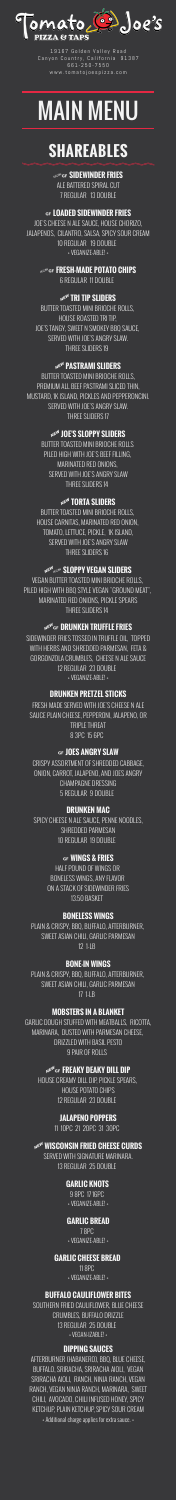Tomato Joe's PIZZA & TAPS

13187 Golden Valley Road
Canyon Country, California 91387
661-259-7550
www.tomatojoespizza.com

# MAIN MENU

## SHAREABLES

### SIDEWINDER FRIES
ALE BATTERED SPIRAL CUT
7 REGULAR 13 DOUBLE

### LOADED SIDEWINDER FRIES
JOE'S CHEESE N ALE SAUCE, HOUSE CHORIZO, JALAPENOS, CILANTRO, SALSA, SPICY SOUR CREAM
10 REGULAR 19 DOUBLE
• VEGANIZE-ABLE! •

### FRESH-MADE POTATO CHIPS
6 REGULAR 11 DOUBLE

### TRI TIP SLIDERS
BUTTER TOASTED MINI BRIOCHE ROLLS, HOUSE ROASTED TRI TIP, JOE'S TANGY, SWEET N SMOKEY BBQ SAUCE, SERVED WITH JOE'S ANGRY SLAW.
THREE SLIDERS 19

### PASTRAMI SLIDERS
BUTTER TOASTED MINI BRIOCHE ROLLS, PREMIUM ALL BEEF PASTRAMI SLICED THIN, MUSTARD, 1K ISLAND, PICKLES AND PEPPERONCINI, SERVED WITH JOE'S ANGRY SLAW.
THREE SLIDERS 17

### JOE'S SLOPPY SLIDERS
BUTTER TOASTED MINI BRIOCHE ROLLS PILED HIGH WITH JOE'S BEEF FILLING, MARINATED RED ONIONS, SERVED WITH JOE'S ANGRY SLAW
THREE SLIDERS 14

### TORTA SLIDERS
BUTTER TOASTED MINI BRIOCHE ROLLS, HOUSE CARNITAS, MARINATED RED ONION, TOMATO, LETTUCE, PICKLE, 1K ISLAND, SERVED WITH JOE'S ANGRY SLAW
THREE SLIDERS 16

### SLOPPY VEGAN SLIDERS
VEGAN BUTTER TOASTED MINI BRIOCHE ROLLS, PILED HIGH WITH BBQ STYLE VEGAN "GROUND MEAT", MARINATED RED ONIONS, PICKLE SPEARS
THREE SLIDERS 14

### DRUNKEN TRUFFLE FRIES
SIDEWINDER FRIES TOSSED IN TRUFFLE OIL, TOPPED WITH HERBS AND SHREDDED PARMESAN, FETA & GORGONZOLA CRUMBLES, CHEESE N ALE SAUCE
12 REGULAR 23 DOUBLE
• VEGANIZE-ABLE! •

### DRUNKEN PRETZEL STICKS
FRESH MADE SERVED WITH JOE'S CHEESE N ALE SAUCE PLAIN CHEESE, PEPPERONI, JALAPENO, OR TRIPLE THREAT
8 3PC 15 6PC

### JOES ANGRY SLAW
CRISPY ASSORTMENT OF SHREDDED CABBAGE, ONION, CARROT, JALAPENO, AND JOES ANGRY CHAMPAGNE DRESSING
5 REGULAR 9 DOUBLE

### DRUNKEN MAC
SPICY CHEESE N ALE SAUCE, PENNE NOODLES, SHREDDED PARMESAN
10 REGULAR 19 DOUBLE

### WINGS & FRIES
HALF POUND OF WINGS OR BONELESS WINGS, ANY FLAVOR ON A STACK OF SIDEWINDER FRIES
13.50 BASKET

### BONELESS WINGS
PLAIN & CRISPY, BBQ, BUFFALO, AFTERBURNER, SWEET ASIAN CHILI, GARLIC PARMESAN
12 1-LB

### BONE-IN WINGS
PLAIN & CRISPY, BBQ, BUFFALO, AFTERBURNER, SWEET ASIAN CHILI, GARLIC PARMESAN
17 1 LB

### MOBSTERS IN A BLANKET
GARLIC DOUGH STUFFED WITH MEATBALLS, RICOTTA, MARINARA, DUSTED WITH PARMESAN CHEESE, DRIZZLED WITH BASIL PESTO
9 PAIR OF ROLLS

### FREAKY DEAKY DILL DIP
HOUSE CREAMY DILL DIP, PICKLE SPEARS, HOUSE POTATO CHIPS
12 REGULAR 23 DOUBLE

### JALAPENO POPPERS
11 10PC 21 20PC 31 30PC

### WISCONSIN FRIED CHEESE CURDS
SERVED WITH SIGNATURE MARINARA
13 REGULAR 25 DOUBLE

### GARLIC KNOTS
9 8PC 17 16PC
• VEGANIZE-ABLE! •

### GARLIC BREAD
7 8PC
• VEGANIZE-ABLE! •

### GARLIC CHEESE BREAD
11 8PC
• VEGANIZE-ABLE! •

### BUFFALO CAULIFLOWER BITES
SOUTHERN FRIED CAULIFLOWER, BLUE CHEESE CRUMBLES, BUFFALO DRIZZLE
13 REGULAR 25 DOUBLE
• VEGANIZE-ABLE! •

### DIPPING SAUCES
AFTERBURNER (HABANERO), BBQ, BLUE CHEESE, BUFFALO, SRIRACHA, SRIRACHA AIOLI, VEGAN SRIRACHA AIOLI, RANCH, NINJA RANCH, VEGAN RANCH, VEGAN NINJA RANCH, MARINARA, SWEET CHILI, AVOCADO, CHILI INFUSED HONEY, SPICY KETCHUP, PLAIN KETCHUP, SPICY SOUR CREAM
• Additional charge applies for extra sauce. •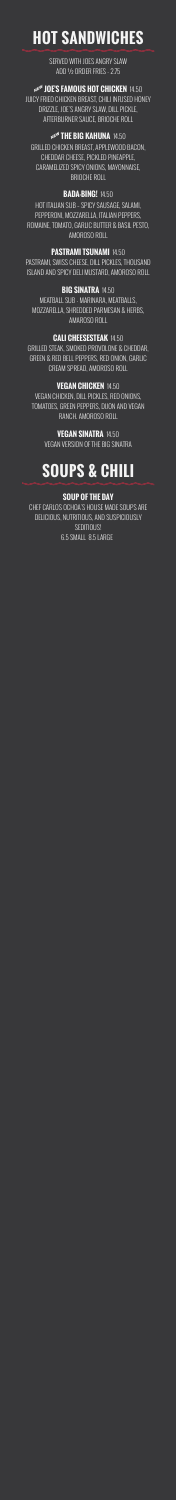# HOT SANDWICHES

SERVED WITH JOES ANGRY SLAW
ADD ½ ORDER FRIES - 2.75

### NEW JOE'S FAMOUS HOT CHICKEN 14.50

JUICY FRIED CHICKEN BREAST, CHILI INFUSED HONEY DRIZZLE, JOE'S ANGRY SLAW, DILL PICKLE, AFTERBURNER SAUCE, BRIOCHE ROLL

### NEW THE BIG KAHUNA 14.50

GRILLED CHICKEN BREAST, APPLEWOOD BACON, CHEDDAR CHEESE, PICKLED PINEAPPLE, CARAMELIZED SPICY ONIONS, MAYONNAISE, BRIOCHE ROLL

### BADA BING! 14.50

HOT ITALIAN SUB - SPICY SAUSAGE, SALAMI, PEPPERONI, MOZZARELLA, ITALIAN PEPPERS, ROMAINE, TOMATO, GARLIC BUTTER & BASIL PESTO, AMOROSO ROLL

### PASTRAMI TSUNAMI 14.50

PASTRAMI, SWISS CHEESE, DILL PICKLES, THOUSAND ISLAND AND SPICY DELI MUSTARD, AMOROSO ROLL

### BIG SINATRA 14.50

MEATBALL SUB - MARINARA, MEATBALLS, MOZZARELLA, SHREDDED PARMESAN & HERBS, AMAROSO ROLL

### CALI CHEESESTEAK 14.50

GRILLED STEAK, SMOKED PROVOLONE & CHEDDAR, GREEN & RED BELL PEPPERS, RED ONION, GARLIC CREAM SPREAD, AMOROSO ROLL

### VEGAN CHICKEN 14.50

VEGAN CHICKEN, DILL PICKLES, RED ONIONS, TOMATOES, GREEN PEPPERS, DIJON AND VEGAN RANCH, AMOROSO ROLL

### VEGAN SINATRA 14.50

VEGAN VERSION OF THE BIG SINATRA

# SOUPS & CHILI

### SOUP OF THE DAY

CHEF CARLOS OCHOA'S HOUSE MADE SOUPS ARE DELICIOUS, NUTRITIOUS, AND SUSPICIOUSLY SEDITIOUS!
6.5 SMALL 8.5 LARGE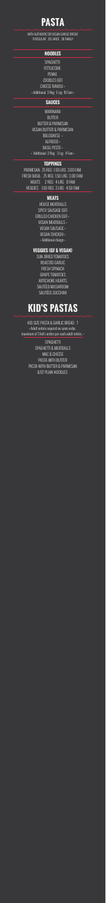# PASTA

WITH AUTHENTIC OR VEGAN GARLIC BREAD
11 REGULAR 20 LARGE 38 FAMILY

## NOODLES

SPAGHETTI
FETTUCCINE
PENNE
ZOODLES (GF)
CHEESE RAVIOLI •
• Additional 3 Reg 5 Lg 10 Fam •

## SAUCES

MARINARA
BUTTER
BUTTER & PARMESAN
VEGAN BUTTER & PARMESAN
BOLOGNESE •
ALFREDO •
BASIL PESTO •
• Additional 2 Reg 3 Lg 4 Fam •

## TOPPINGS

PARMESAN .75 REG 1.50 LRG 3.00 FAM
FRESH BASIL .75 REG 1.50 LRG 3.00 FAM
MEATS 2 REG 4 LRG 8 FAM
VEGGIES 1.50 REG 3 LRG 4.50 FAM

### MEATS

HOUSE MEATBALLS
SPICY SAUSAGE (GF)
GRILLED CHICKEN (GF) •
VEGAN MEATBALLS •
VEGAN SAUSAGE •
VEGAN CHICKEN •
• Additional charge •

### VEGGIES (GF & VEGAN)

SUN-DRIED TOMATOES
ROASTED GARLIC
FRESH SPINACH
GRAPE TOMATOES
ARTICHOKE HEARTS
SAUTEED MUSHROOM
SAUTÉED ZUCCHINI

# KID'S PASTAS

KID SIZE PASTA & GARLIC BREAD 7
• Adult entrée required on same order, maximum of 3 kid's orders per each adult entrée. •

SPAGHETTI
SPAGHETTI & MEATBALLS
MAC & CHEESE
PASTA WITH BUTTER
PASTA WITH BUTTER & PARMESAN
JUST PLAIN NOODLES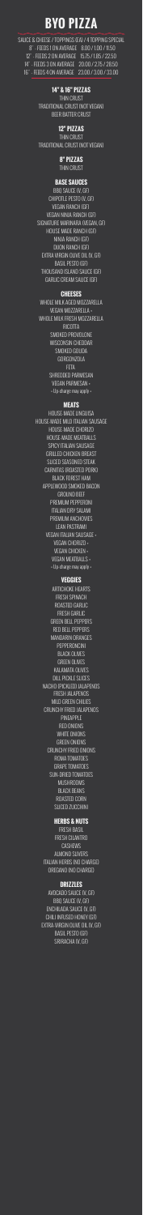# BYO PIZZA

SAUCE & CHEESE / TOPPINGS (EA) / 4 TOPPING SPECIAL

8" - FEEDS 1 ON AVERAGE 8.00 / 1.00 / 11.50

12" - FEEDS 2 ON AVERAGE 15.75 / 1.85 / 22.50

14" - FEEDS 3 ON AVERAGE 20.00 / 2.75 / 28.50

16" - FEEDS 4 ON AVERAGE 23.00 / 3.00 / 33.00

### 14" & 16" PIZZAS

THIN CRUST

TRADITIONAL CRUST (NOT VEGAN)

BEER BATTER CRUST

### 12" PIZZAS

THIN CRUST

TRADITIONAL CRUST (NOT VEGAN)

### 8" PIZZAS

THIN CRUST

### BASE SAUCES

BBQ SAUCE (V, GF)

CHIPOTLE PESTO (V, GF)

VEGAN RANCH (GF)

VEGAN NINJA RANCH (GF)

SIGNATURE MARINARA (VEGAN, GF)

HOUSE MADE RANCH (GF)

NINJA RANCH (GF)

DIJON RANCH (GF)

EXTRA VIRGIN OLIVE OIL (V, GF)

BASIL PESTO (GF)

THOUSAND ISLAND SAUCE (GF)

GARLIC CREAM SAUCE (GF)

### CHEESES

WHOLE MILK AGED MOZZARELLA

VEGAN MOZZARELLA +

WHOLE MILK FRESH MOZZARELLA

RICOTTA

SMOKED PROVOLONE

WISCONSIN CHEDDAR

SMOKED GOUDA

GORGONZOLA

FETA

SHREDDED PARMESAN

VEGAN PARMESAN +

+ Up charge may apply +

### MEATS

HOUSE MADE LINGUISA

HOUSE MADE MILD ITALIAN SAUSAGE

HOUSE MADE CHORIZO

HOUSE MADE MEATBALLS

SPICY ITALIAN SAUSAGE

GRILLED CHICKEN BREAST

SLICED SEASONED STEAK

CARNITAS (ROASTED PORK)

BLACK FOREST HAM

APPLEWOOD SMOKED BACON

GROUND BEEF

PREMIUM PEPPERONI

ITALIAN DRY SALAMI

PREMIUM ANCHOVIES

LEAN PASTRAMI

VEGAN ITALIAN SAUSAGE +

VEGAN CHORIZO +

VEGAN CHICKEN +

VEGAN MEATBALLS +

+ Up charge may apply +

### VEGGIES

ARTICHOKE HEARTS

FRESH SPINACH

ROASTED GARLIC

FRESH GARLIC

GREEN BELL PEPPERS

RED BELL PEPPERS

MANDARIN ORANGES

PEPPERONCINI

BLACK OLIVES

GREEN OLIVES

KALAMATA OLIVES

DILL PICKLE SLICES

NACHO (PICKLED) JALAPENOS

FRESH JALAPENOS

MILD GREEN CHILIES

CRUNCHY FRIED JALAPENOS

PINEAPPLE

RED ONIONS

WHITE ONIONS

GREEN ONIONS

CRUNCHY FRIED ONIONS

ROMA TOMATOES

GRAPE TOMATOES

SUN-DRIED TOMATOES

MUSHROOMS

BLACK BEANS

ROASTED CORN

SLICED ZUCCHINI

### HERBS & NUTS

FRESH BASIL

FRESH CILANTRO

CASHEWS

ALMOND SLIVERS

ITALIAN HERBS (NO CHARGE)

OREGANO (NO CHARGE)

### DRIZZLES

AVOCADO SAUCE (V, GF)

BBQ SAUCE (V, GF)

ENCHILADA SAUCE (V, GF)

CHILI INFUSED HONEY (GF)

EXTRA-VIRGIN OLIVE OIL (V, GF)

BASIL PESTO (GF)

SRIRACHA (V, GF)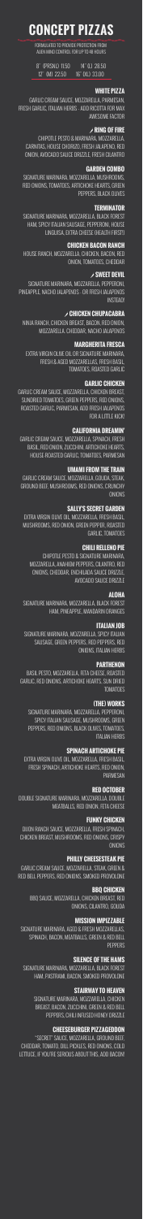# CONCEPT PIZZAS

FORMULATED TO PROVIDE PROTECTION FROM ALIEN MIND CONTROL FOR UP TO 48 HOURS

8" (PRSNL) 11.50 — 14" (L) 28.50
12" (M) 22.50 — 16" (XL) 33.00

### WHITE PIZZA
GARLIC CREAM SAUCE, MOZZARELLA, PARMESAN, FRESH GARLIC, ITALIAN HERBS · ADD RICOTTA FOR MAX AWESOME FACTOR

### RING OF FIRE
CHIPOTLE PESTO & MARINARA, MOZZARELLA, CARNITAS, HOUSE CHORIZO, FRESH JALAPEÑO, RED ONION, AVOCADO SAUCE DRIZZLE, FRESH CILANTRO

### GARDEN COMBO
SIGNATURE MARINARA, MOZZARELLA, MUSHROOMS, RED ONIONS, TOMATOES, ARTICHOKE HEARTS, GREEN PEPPERS, BLACK OLIVES

### TERMINATOR
SIGNATURE MARINARA, MOZZARELLA, BLACK FOREST HAM, SPICY ITALIAN SAUSAGE, PEPPERONI, HOUSE LINGUISA, EXTRA CHEESE (HEALTH FIRST!)

### CHICKEN BACON RANCH
HOUSE RANCH, MOZZARELLA, CHICKEN, BACON, RED ONION, TOMATOES, CHEDDAR

### SWEET DEVIL
SIGNATURE MARINARA, MOZZARELLA, PEPPERONI, PINEAPPLE, NACHO JALAPENOS · OR FRESH JALAPENOS INSTEAD!

### CHICKEN CHUPACABRA
NINJA RANCH, CHICKEN BREAST, BACON, RED ONION, MOZZARELLA, CHEDDAR, NACHO JALAPENOS

### MARGHERITA FRESCA
EXTRA VIRGIN OLIVE OIL OR SIGNATURE MARINARA, FRESH & AGED MOZZARELLAS, FRESH BASIL, TOMATOES, ROASTED GARLIC

### GARLIC CHICKEN
GARLIC CREAM SAUCE, MOZZARELLA, CHICKEN BREAST, SUNDRIED TOMATOES, GREEN PEPPERS, RED ONIONS, ROASTED GARLIC, PARMESAN. ADD FRESH JALAPENOS FOR A LITTLE KICK!

### CALIFORNIA DREAMIN'
GARLIC CREAM SAUCE, MOZZARELLA, SPINACH, FRESH BASIL, RED ONION, ZUCCHINI, ARTICHOKE HEARTS, HOUSE ROASTED GARLIC, TOMATOES, PARMESAN

### UMAMI FROM THE TRAIN
GARLIC CREAM SAUCE, MOZZARELLA, GOUDA, STEAK, GROUND BEEF, MUSHROOMS, RED ONIONS, CRUNCHY ONIONS

### SALLY'S SECRET GARDEN
EXTRA VIRGIN OLIVE OIL, MOZZARELLA, FRESH BASIL, MUSHROOMS, RED ONION, GREEN PEPPER, ROASTED GARLIC, TOMATOES

### CHILI RELLENO PIE
CHIPOTLE PESTO & SIGNATURE MARINARA, MOZZARELLA, ANAHEIM PEPPERS, CILANTRO, RED ONIONS, CHEDDAR, ENCHILADA SAUCE DRIZZLE, AVOCADO SAUCE DRIZZLE

### ALOHA
SIGNATURE MARINARA, MOZZARELLA, BLACK FOREST HAM, PINEAPPLE, MANDARIN ORANGES

### ITALIAN JOB
SIGNATURE MARINARA, MOZZARELLA, SPICY ITALIAN SAUSAGE, GREEN PEPPERS, RED PEPPERS, RED ONIONS, ITALIAN HERBS

### PARTHENON
BASIL PESTO, MOZZARELLA, FETA CHEESE, ROASTED GARLIC, RED ONIONS, ARTICHOKE HEARTS, SUN DRIED TOMATOES

### (THE) WORKS
SIGNATURE MARINARA, MOZZARELLA, PEPPERONI, SPICY ITALIAN SAUSAGE, MUSHROOMS, GREEN PEPPERS, RED ONIONS, BLACK OLIVES, TOMATOES, ITALIAN HERBS

### SPINACH ARTICHOKE PIE
EXTRA VIRGIN OLIVE OIL, MOZZARELLA, FRESH BASIL, FRESH SPINACH, ARTICHOKE HEARTS, RED ONION, PARMESAN

### RED OCTOBER
DOUBLE SIGNATURE MARINARA, MOZZARELLA, DOUBLE MEATBALLS, RED ONION, FETA CHEESE

### FUNKY CHICKEN
DIJON RANCH SAUCE, MOZZARELLA, FRESH SPINACH, CHICKEN BREAST, MUSHROOMS, RED ONIONS, CRISPY ONIONS

### PHILLY CHEESESTEAK PIE
GARLIC CREAM SAUCE, MOZZARELLA, STEAK, GREEN & RED BELL PEPPERS, RED ONIONS, SMOKED PROVOLONE

### BBQ CHICKEN
BBQ SAUCE, MOZZARELLA, CHICKEN BREAST, RED ONIONS, CILANTRO, GOUDA

### MISSION IMPIZZABLE
SIGNATURE MARINARA, AGED & FRESH MOZZARELLAS, SPINACH, BACON, MEATBALLS, GREEN & RED BELL PEPPERS

### SILENCE OF THE HAMS
SIGNATURE MARINARA, MOZZARELLA, BLACK FOREST HAM, PASTRAMI, BACON, SMOKED PROVOLONE

### STAIRWAY TO HEAVEN
SIGNATURE MARINARA, MOZZARELLA, CHICKEN BREAST, BACON, RED ONIONS, GREEN & RED BELL PEPPERS, CHILI INFUSED HONEY DRIZZLE

### CHEESEBURGER PIZZAGEDDON
"SECRET" SAUCE, MOZZARELLA, GROUND BEEF, CHEDDAR, TOMATO, DILL PICKLES, RED ONIONS, COLD LETTUCE. IF YOU'RE SERIOUS ABOUT THIS, ADD BACON!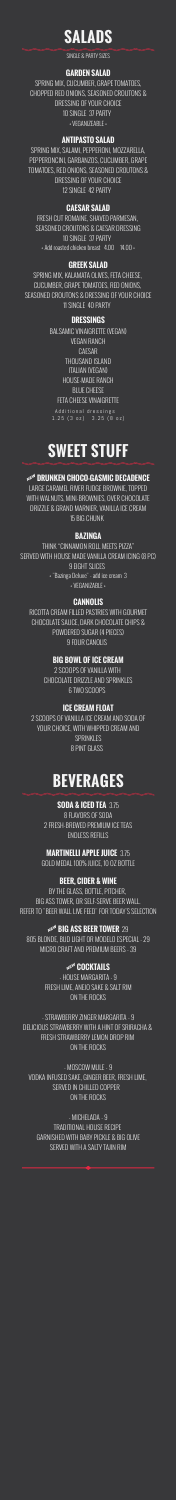# SALADS

SINGLE & PARTY SIZES

### GARDEN SALAD

SPRING MIX, CUCUMBER, GRAPE TOMATOES, CHOPPED RED ONIONS, SEASONED CROUTONS & DRESSING OF YOUR CHOICE

10 SINGLE 37 PARTY

• VEGANIZABLE •

### ANTIPASTO SALAD

SPRING MIX, SALAMI, PEPPERONI, MOZZARELLA, PEPPERONCINI, GARBANZOS, CUCUMBER, GRAPE TOMATOES, RED ONIONS, SEASONED CROUTONS & DRESSING OF YOUR CHOICE

12 SINGLE 42 PARTY

### CAESAR SALAD

FRESH CUT ROMAINE, SHAVED PARMESAN, SEASONED CROUTONS & CAESAR DRESSING

10 SINGLE 37 PARTY

• Add roasted chicken breast 4.00 14.00 •

### GREEK SALAD

SPRING MIX, KALAMATA OLIVES, FETA CHEESE, CUCUMBER, GRAPE TOMATOES, RED ONIONS, SEASONED CROUTONS & DRESSING OF YOUR CHOICE

11 SINGLE 40 PARTY

### DRESSINGS

BALSAMIC VINAIGRETTE (VEGAN)
VEGAN RANCH
CAESAR
THOUSAND ISLAND
ITALIAN (VEGAN)
HOUSE MADE RANCH
BLUE CHEESE
FETA CHEESE VINAIGRETTE

Additional dressings
1.25 (3 oz) 3.25 (8 oz)

# SWEET STUFF

### NEW DRUNKEN CHOCO-GASMIC DECADENCE

LARGE CARAMEL RIVER FUDGE BROWNIE, TOPPED WITH WALNUTS, MINI-BROWNIES, OVER CHOCOLATE DRIZZLE & GRAND MARNIER, VANILLA ICE CREAM

15 BIG CHUNK

### BAZINGA

THINK "CINNAMON ROLL MEETS PIZZA" SERVED WITH HOUSE MADE VANILLA CREAM ICING (8 PC)

9 EIGHT SLICES

• "Bazinga Deluxe" - add ice cream 3

• VEGANIZABLE •

### CANNOLIS

RICOTTA CREAM FILLED PASTRIES WITH GOURMET CHOCOLATE SAUCE, DARK CHOCOLATE CHIPS & POWDERED SUGAR (4 PIECES)

9 FOUR CANOLIS

### BIG BOWL OF ICE CREAM

2 SCOOPS OF VANILLA WITH CHOCOLATE DRIZZLE AND SPRINKLES

6 TWO SCOOPS

### ICE CREAM FLOAT

2 SCOOPS OF VANILLA ICE CREAM AND SODA OF YOUR CHOICE, WITH WHIPPED CREAM AND SPRINKLES

8 PINT GLASS

# BEVERAGES

### SODA & ICED TEA 3.75

8 FLAVORS OF SODA
2 FRESH-BREWED PREMIUM ICE TEAS
ENDLESS REFILLS

### MARTINELLI APPLE JUICE 3.75

GOLD MEDAL 100% JUICE, 10 OZ BOTTLE

### BEER, CIDER & WINE

BY THE GLASS, BOTTLE, PITCHER, BIG ASS TOWER, OR SELF SERVE BEER WALL.
REFER TO "BEER WALL LIVE FEED" FOR TODAY'S SELECTION

### NEW BIG ASS BEER TOWER 29

805 BLONDE, BUD LIGHT OR MODELO ESPECIAL · 29
MICRO CRAFT AND PREMIUM BEERS · 39

### NEW COCKTAILS

· HOUSE MARGARITA · 9
FRESH LIME, ANEJO SAKE & SALT RIM
ON THE ROCKS

· STRAWBERRY ZINGER MARGARITA · 9
DELICIOUS STRAWBERRY WITH A HINT OF SRIRACHA & FRESH STRAWBERRY LEMON DROP RIM
ON THE ROCKS

· MOSCOW MULE · 9
VODKA INFUSED SAKE, GINGER BEER, FRESH LIME,
SERVED IN CHILLED COPPER
ON THE ROCKS

· MICHELADA · 9
TRADITIONAL HOUSE RECIPE
GARNISHED WITH BABY PICKLE & BIG OLIVE
SERVED WITH A SALTY TAJIN RIM